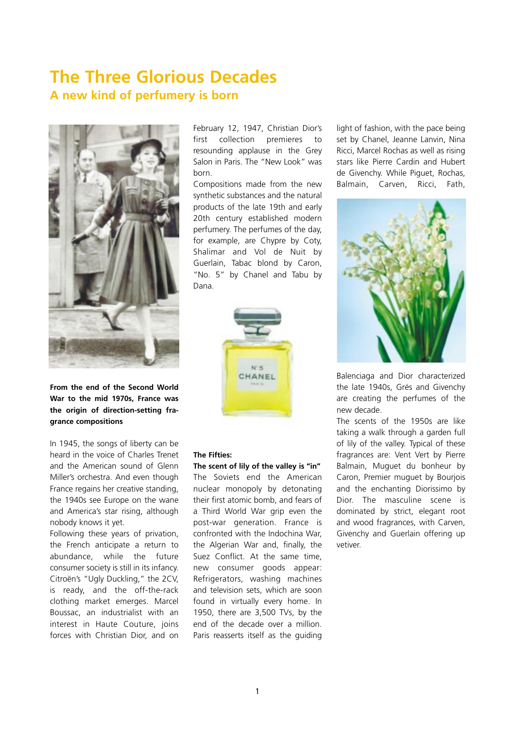# The Three Glorious Decades

## A new kind of perfumery is born

**From the end of the Second World War to the mid 1970s, France was the origin of direction-setting fragrance compositions**

In 1945, the songs of liberty can be heard in the voice of Charles Trenet and the American sound of Glenn Miller's orchestra. And even though France regains her creative standing, the 1940s see Europe on the wane and America's star rising, although nobody knows it yet.

Following these years of privation, the French anticipate a return to abundance, while the future consumer society is still in its infancy. Citroën's "Ugly Duckling," the 2CV, is ready, and the off-the-rack clothing market emerges. Marcel Boussac, an industrialist with an interest in Haute Couture, joins forces with Christian Dior, and on February 12, 1947, Christian Dior's first collection premieres to resounding applause in the Grey Salon in Paris. The "New Look" was born.

Compositions made from the new synthetic substances and the natural products of the late 19th and early 20th century established modern perfumery. The perfumes of the day, for example, are Chypre by Coty, Shalimar and Vol de Nuit by Guerlain, Tabac blond by Caron, "No. 5" by Chanel and Tabu by Dana.

**The Fifties:**

**The scent of lily of the valley is "in"**

The Soviets end the American nuclear monopoly by detonating their first atomic bomb, and fears of a Third World War grip even the post-war generation. France is confronted with the Indochina War, the Algerian War and, finally, the Suez Conflict. At the same time, new consumer goods appear: Refrigerators, washing machines and television sets, which are soon found in virtually every home. In 1950, there are 3,500 TVs, by the end of the decade over a million. Paris reasserts itself as the guiding light of fashion, with the pace being set by Chanel, Jeanne Lanvin, Nina Ricci, Marcel Rochas as well as rising stars like Pierre Cardin and Hubert de Givenchy. While Piguet, Rochas, Balmain, Carven, Ricci, Fath, Balenciaga and Dior characterized the late 1940s, Grés and Givenchy are creating the perfumes of the new decade.

The scents of the 1950s are like taking a walk through a garden full of lily of the valley. Typical of these fragrances are: Vent Vert by Pierre Balmain, Muguet du bonheur by Caron, Premier muguet by Bourjois and the enchanting Diorissimo by Dior. The masculine scene is dominated by strict, elegant root and wood fragrances, with Carven, Givenchy and Guerlain offering up vetiver.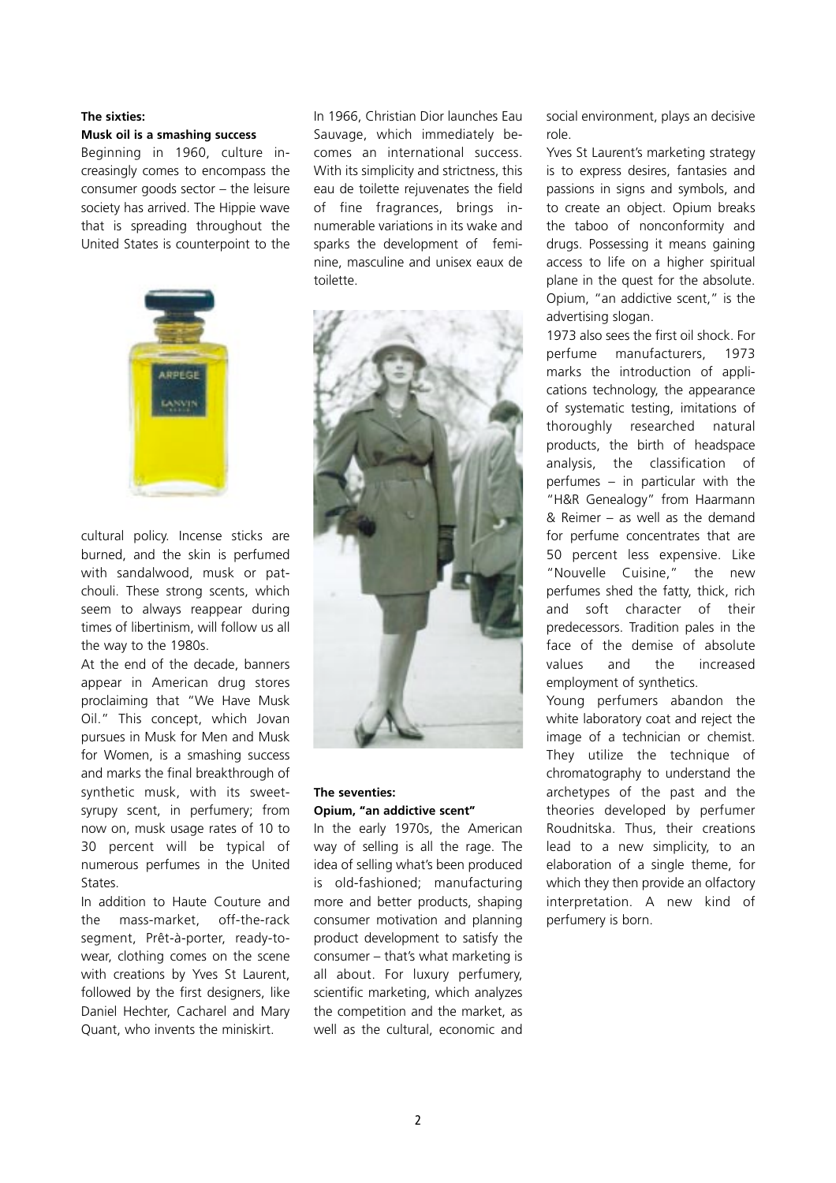**The sixties:**

**Musk oil is a smashing success**

Beginning in 1960, culture increasingly comes to encompass the consumer goods sector – the leisure society has arrived. The Hippie wave that is spreading throughout the United States is counterpoint to the cultural policy. Incense sticks are burned, and the skin is perfumed with sandalwood, musk or patchouli. These strong scents, which seem to always reappear during times of libertinism, will follow us all the way to the 1980s.

At the end of the decade, banners appear in American drug stores proclaiming that "We Have Musk Oil." This concept, which Jovan pursues in Musk for Men and Musk for Women, is a smashing success and marks the final breakthrough of synthetic musk, with its sweet-syrupy scent, in perfumery; from now on, musk usage rates of 10 to 30 percent will be typical of numerous perfumes in the United States.

In addition to Haute Couture and the mass-market, off-the-rack segment, Prêt-à-porter, ready-to-wear, clothing comes on the scene with creations by Yves St Laurent, followed by the first designers, like Daniel Hechter, Cacharel and Mary Quant, who invents the miniskirt.

In 1966, Christian Dior launches Eau Sauvage, which immediately becomes an international success. With its simplicity and strictness, this eau de toilette rejuvenates the field of fine fragrances, brings innumerable variations in its wake and sparks the development of feminine, masculine and unisex eaux de toilette.

**The seventies:**

**Opium, "an addictive scent"**

In the early 1970s, the American way of selling is all the rage. The idea of selling what's been produced is old-fashioned; manufacturing more and better products, shaping consumer motivation and planning product development to satisfy the consumer – that's what marketing is all about. For luxury perfumery, scientific marketing, which analyzes the competition and the market, as well as the cultural, economic and social environment, plays an decisive role.

Yves St Laurent's marketing strategy is to express desires, fantasies and passions in signs and symbols, and to create an object. Opium breaks the taboo of nonconformity and drugs. Possessing it means gaining access to life on a higher spiritual plane in the quest for the absolute. Opium, "an addictive scent," is the advertising slogan.

1973 also sees the first oil shock. For perfume manufacturers, 1973 marks the introduction of applications technology, the appearance of systematic testing, imitations of thoroughly researched natural products, the birth of headspace analysis, the classification of perfumes – in particular with the "H&R Genealogy" from Haarmann & Reimer – as well as the demand for perfume concentrates that are 50 percent less expensive. Like "Nouvelle Cuisine," the new perfumes shed the fatty, thick, rich and soft character of their predecessors. Tradition pales in the face of the demise of absolute values and the increased employment of synthetics.

Young perfumers abandon the white laboratory coat and reject the image of a technician or chemist. They utilize the technique of chromatography to understand the archetypes of the past and the theories developed by perfumer Roudnitska. Thus, their creations lead to a new simplicity, to an elaboration of a single theme, for which they then provide an olfactory interpretation. A new kind of perfumery is born.